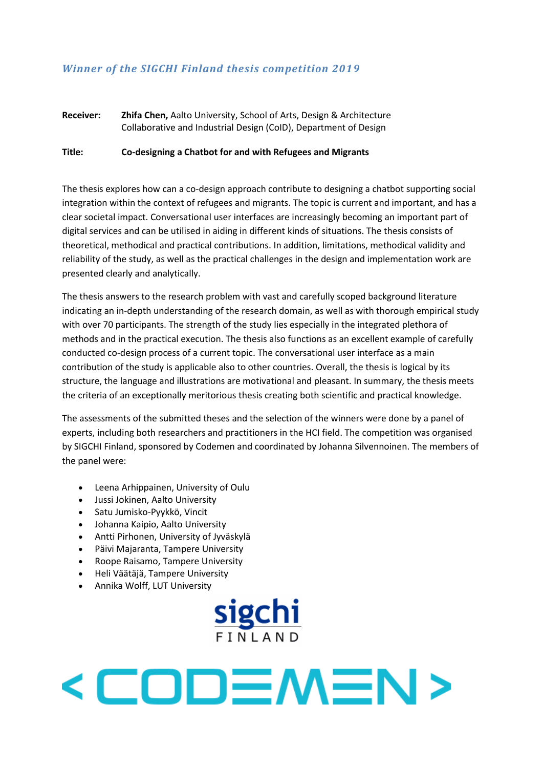*Winner of the SIGCHI Finland thesis competition 2019*

**Receiver:** **Zhifa Chen,** Aalto University, School of Arts, Design & Architecture
Collaborative and Industrial Design (CoID), Department of Design

**Title:** **Co-designing a Chatbot for and with Refugees and Migrants**

The thesis explores how can a co-design approach contribute to designing a chatbot supporting social integration within the context of refugees and migrants. The topic is current and important, and has a clear societal impact. Conversational user interfaces are increasingly becoming an important part of digital services and can be utilised in aiding in different kinds of situations. The thesis consists of theoretical, methodical and practical contributions. In addition, limitations, methodical validity and reliability of the study, as well as the practical challenges in the design and implementation work are presented clearly and analytically.

The thesis answers to the research problem with vast and carefully scoped background literature indicating an in-depth understanding of the research domain, as well as with thorough empirical study with over 70 participants. The strength of the study lies especially in the integrated plethora of methods and in the practical execution. The thesis also functions as an excellent example of carefully conducted co-design process of a current topic. The conversational user interface as a main contribution of the study is applicable also to other countries. Overall, the thesis is logical by its structure, the language and illustrations are motivational and pleasant. In summary, the thesis meets the criteria of an exceptionally meritorious thesis creating both scientific and practical knowledge.

The assessments of the submitted theses and the selection of the winners were done by a panel of experts, including both researchers and practitioners in the HCI field. The competition was organised by SIGCHI Finland, sponsored by Codemen and coordinated by Johanna Silvennoinen. The members of the panel were:

- Leena Arhippainen, University of Oulu
- Jussi Jokinen, Aalto University
- Satu Jumisko-Pyykkö, Vincit
- Johanna Kaipio, Aalto University
- Antti Pirhonen, University of Jyväskylä
- Päivi Majaranta, Tampere University
- Roope Raisamo, Tampere University
- Heli Väätäjä, Tampere University
- Annika Wolff, LUT University

sigchi FINLAND

< CODEMEN >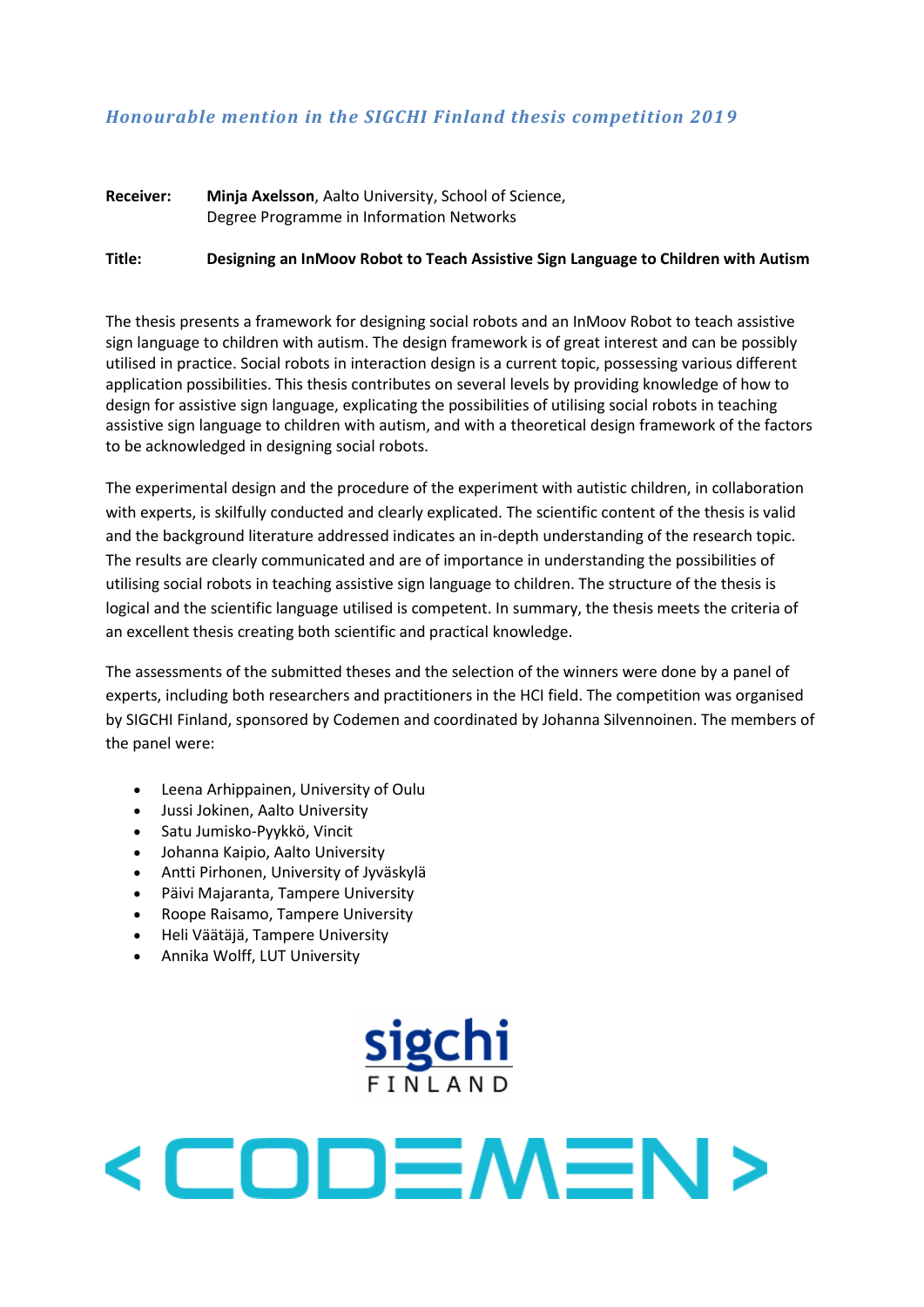*Honourable mention in the SIGCHI Finland thesis competition 2019*

**Receiver:** **Minja Axelsson**, Aalto University, School of Science, Degree Programme in Information Networks

**Title:** **Designing an InMoov Robot to Teach Assistive Sign Language to Children with Autism**

The thesis presents a framework for designing social robots and an InMoov Robot to teach assistive sign language to children with autism. The design framework is of great interest and can be possibly utilised in practice. Social robots in interaction design is a current topic, possessing various different application possibilities. This thesis contributes on several levels by providing knowledge of how to design for assistive sign language, explicating the possibilities of utilising social robots in teaching assistive sign language to children with autism, and with a theoretical design framework of the factors to be acknowledged in designing social robots.

The experimental design and the procedure of the experiment with autistic children, in collaboration with experts, is skilfully conducted and clearly explicated. The scientific content of the thesis is valid and the background literature addressed indicates an in-depth understanding of the research topic. The results are clearly communicated and are of importance in understanding the possibilities of utilising social robots in teaching assistive sign language to children. The structure of the thesis is logical and the scientific language utilised is competent. In summary, the thesis meets the criteria of an excellent thesis creating both scientific and practical knowledge.

The assessments of the submitted theses and the selection of the winners were done by a panel of experts, including both researchers and practitioners in the HCI field. The competition was organised by SIGCHI Finland, sponsored by Codemen and coordinated by Johanna Silvennoinen. The members of the panel were:

- Leena Arhippainen, University of Oulu
- Jussi Jokinen, Aalto University
- Satu Jumisko-Pyykkö, Vincit
- Johanna Kaipio, Aalto University
- Antti Pirhonen, University of Jyväskylä
- Päivi Majaranta, Tampere University
- Roope Raisamo, Tampere University
- Heli Väätäjä, Tampere University
- Annika Wolff, LUT University

sigchi FINLAND

< CODEMEN >